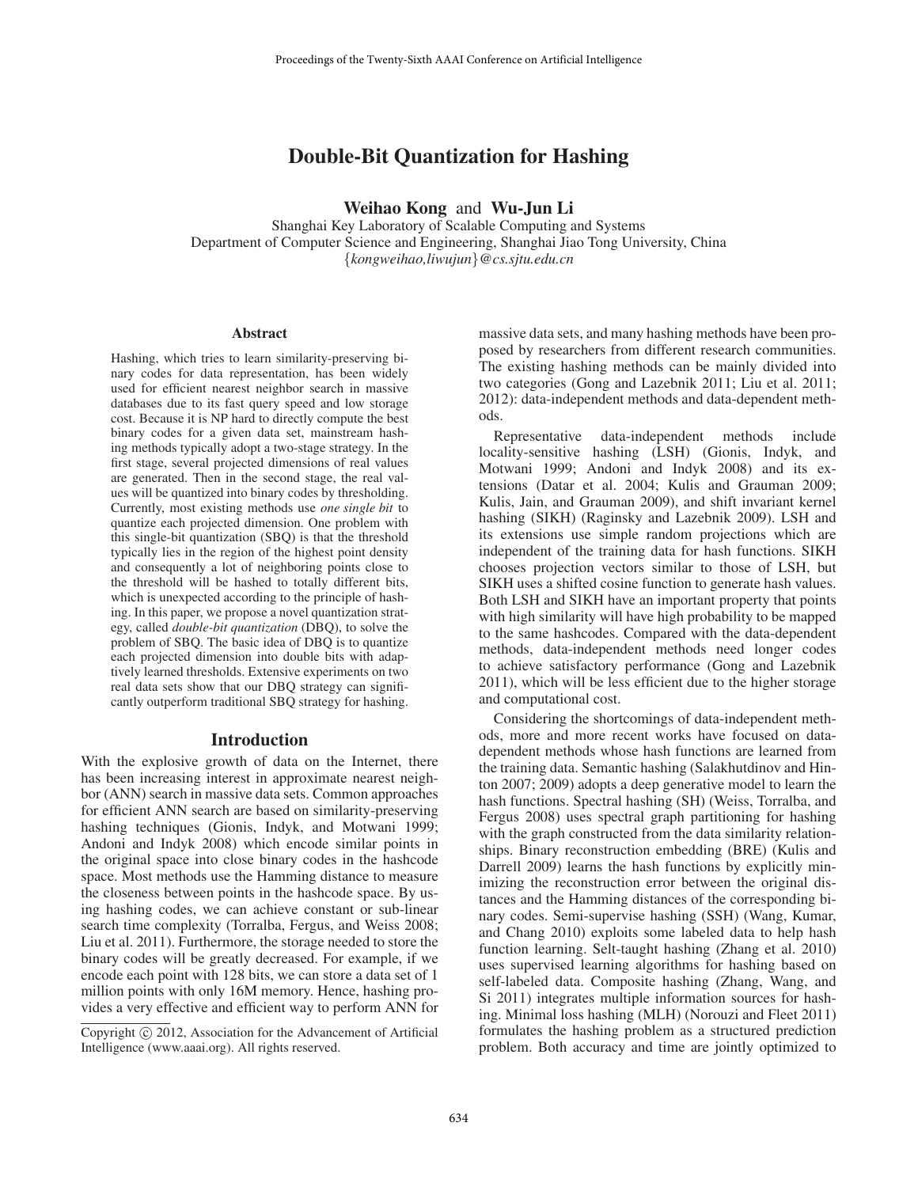# Double-Bit Quantization for Hashing

**Weihao Kong** and **Wu-Jun Li**

Shanghai Key Laboratory of Scalable Computing and Systems
Department of Computer Science and Engineering, Shanghai Jiao Tong University, China
{*kongweihao,liwujun*}*@cs.sjtu.edu.cn*

### Abstract

Hashing, which tries to learn similarity-preserving binary codes for data representation, has been widely used for efficient nearest neighbor search in massive databases due to its fast query speed and low storage cost. Because it is NP hard to directly compute the best binary codes for a given data set, mainstream hashing methods typically adopt a two-stage strategy. In the first stage, several projected dimensions of real values are generated. Then in the second stage, the real values will be quantized into binary codes by thresholding. Currently, most existing methods use *one single bit* to quantize each projected dimension. One problem with this single-bit quantization (SBQ) is that the threshold typically lies in the region of the highest point density and consequently a lot of neighboring points close to the threshold will be hashed to totally different bits, which is unexpected according to the principle of hashing. In this paper, we propose a novel quantization strategy, called *double-bit quantization* (DBQ), to solve the problem of SBQ. The basic idea of DBQ is to quantize each projected dimension into double bits with adaptively learned thresholds. Extensive experiments on two real data sets show that our DBQ strategy can significantly outperform traditional SBQ strategy for hashing.

## Introduction

With the explosive growth of data on the Internet, there has been increasing interest in approximate nearest neighbor (ANN) search in massive data sets. Common approaches for efficient ANN search are based on similarity-preserving hashing techniques (Gionis, Indyk, and Motwani 1999; Andoni and Indyk 2008) which encode similar points in the original space into close binary codes in the hashcode space. Most methods use the Hamming distance to measure the closeness between points in the hashcode space. By using hashing codes, we can achieve constant or sub-linear search time complexity (Torralba, Fergus, and Weiss 2008; Liu et al. 2011). Furthermore, the storage needed to store the binary codes will be greatly decreased. For example, if we encode each point with 128 bits, we can store a data set of 1 million points with only 16M memory. Hence, hashing provides a very effective and efficient way to perform ANN for massive data sets, and many hashing methods have been proposed by researchers from different research communities. The existing hashing methods can be mainly divided into two categories (Gong and Lazebnik 2011; Liu et al. 2011; 2012): data-independent methods and data-dependent methods.

Representative data-independent methods include locality-sensitive hashing (LSH) (Gionis, Indyk, and Motwani 1999; Andoni and Indyk 2008) and its extensions (Datar et al. 2004; Kulis and Grauman 2009; Kulis, Jain, and Grauman 2009), and shift invariant kernel hashing (SIKH) (Raginsky and Lazebnik 2009). LSH and its extensions use simple random projections which are independent of the training data for hash functions. SIKH chooses projection vectors similar to those of LSH, but SIKH uses a shifted cosine function to generate hash values. Both LSH and SIKH have an important property that points with high similarity will have high probability to be mapped to the same hashcodes. Compared with the data-dependent methods, data-independent methods need longer codes to achieve satisfactory performance (Gong and Lazebnik 2011), which will be less efficient due to the higher storage and computational cost.

Considering the shortcomings of data-independent methods, more and more recent works have focused on data-dependent methods whose hash functions are learned from the training data. Semantic hashing (Salakhutdinov and Hinton 2007; 2009) adopts a deep generative model to learn the hash functions. Spectral hashing (SH) (Weiss, Torralba, and Fergus 2008) uses spectral graph partitioning for hashing with the graph constructed from the data similarity relationships. Binary reconstruction embedding (BRE) (Kulis and Darrell 2009) learns the hash functions by explicitly minimizing the reconstruction error between the original distances and the Hamming distances of the corresponding binary codes. Semi-supervise hashing (SSH) (Wang, Kumar, and Chang 2010) exploits some labeled data to help hash function learning. Selt-taught hashing (Zhang et al. 2010) uses supervised learning algorithms for hashing based on self-labeled data. Composite hashing (Zhang, Wang, and Si 2011) integrates multiple information sources for hashing. Minimal loss hashing (MLH) (Norouzi and Fleet 2011) formulates the hashing problem as a structured prediction problem. Both accuracy and time are jointly optimized to

Copyright © 2012, Association for the Advancement of Artificial Intelligence (www.aaai.org). All rights reserved.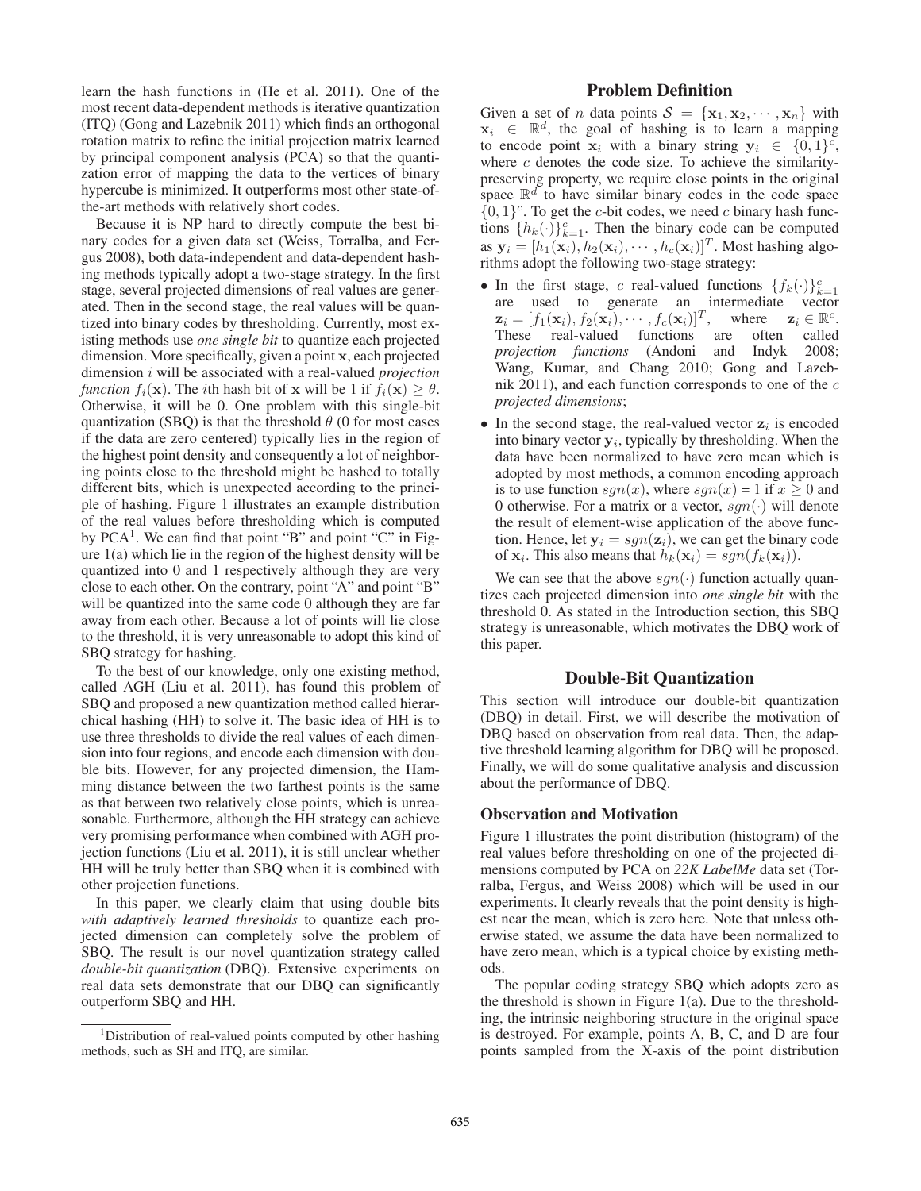learn the hash functions in (He et al. 2011). One of the most recent data-dependent methods is iterative quantization (ITQ) (Gong and Lazebnik 2011) which finds an orthogonal rotation matrix to refine the initial projection matrix learned by principal component analysis (PCA) so that the quantization error of mapping the data to the vertices of binary hypercube is minimized. It outperforms most other state-of-the-art methods with relatively short codes.

Because it is NP hard to directly compute the best binary codes for a given data set (Weiss, Torralba, and Fergus 2008), both data-independent and data-dependent hashing methods typically adopt a two-stage strategy. In the first stage, several projected dimensions of real values are generated. Then in the second stage, the real values will be quantized into binary codes by thresholding. Currently, most existing methods use *one single bit* to quantize each projected dimension. More specifically, given a point $\mathbf{x}$, each projected dimension $i$ will be associated with a real-valued *projection function* $f_i(\mathbf{x})$. The $i$th hash bit of $\mathbf{x}$ will be 1 if $f_i(\mathbf{x}) \geq \theta$. Otherwise, it will be 0. One problem with this single-bit quantization (SBQ) is that the threshold $\theta$ (0 for most cases if the data are zero centered) typically lies in the region of the highest point density and consequently a lot of neighboring points close to the threshold might be hashed to totally different bits, which is unexpected according to the principle of hashing. Figure 1 illustrates an example distribution of the real values before thresholding which is computed by PCA[1]. We can find that point "B" and point "C" in Figure 1(a) which lie in the region of the highest density will be quantized into 0 and 1 respectively although they are very close to each other. On the contrary, point "A" and point "B" will be quantized into the same code 0 although they are far away from each other. Because a lot of points will lie close to the threshold, it is very unreasonable to adopt this kind of SBQ strategy for hashing.

To the best of our knowledge, only one existing method, called AGH (Liu et al. 2011), has found this problem of SBQ and proposed a new quantization method called hierarchical hashing (HH) to solve it. The basic idea of HH is to use three thresholds to divide the real values of each dimension into four regions, and encode each dimension with double bits. However, for any projected dimension, the Hamming distance between the two farthest points is the same as that between two relatively close points, which is unreasonable. Furthermore, although the HH strategy can achieve very promising performance when combined with AGH projection functions (Liu et al. 2011), it is still unclear whether HH will be truly better than SBQ when it is combined with other projection functions.

In this paper, we clearly claim that using double bits *with adaptively learned thresholds* to quantize each projected dimension can completely solve the problem of SBQ. The result is our novel quantization strategy called *double-bit quantization* (DBQ). Extensive experiments on real data sets demonstrate that our DBQ can significantly outperform SBQ and HH.

[1]Distribution of real-valued points computed by other hashing methods, such as SH and ITQ, are similar.

## Problem Definition

Given a set of $n$ data points $\mathcal{S} = \{\mathbf{x}_1, \mathbf{x}_2, \cdots, \mathbf{x}_n\}$ with $\mathbf{x}_i \in \mathbb{R}^d$, the goal of hashing is to learn a mapping to encode point $\mathbf{x}_i$ with a binary string $\mathbf{y}_i \in \{0,1\}^c$, where $c$ denotes the code size. To achieve the similarity-preserving property, we require close points in the original space $\mathbb{R}^d$ to have similar binary codes in the code space $\{0,1\}^c$. To get the $c$-bit codes, we need $c$ binary hash functions $\{h_k(\cdot)\}_{k=1}^c$. Then the binary code can be computed as $\mathbf{y}_i = [h_1(\mathbf{x}_i), h_2(\mathbf{x}_i), \cdots, h_c(\mathbf{x}_i)]^T$. Most hashing algorithms adopt the following two-stage strategy:

- In the first stage, $c$ real-valued functions $\{f_k(\cdot)\}_{k=1}^c$ are used to generate an intermediate vector $\mathbf{z}_i = [f_1(\mathbf{x}_i), f_2(\mathbf{x}_i), \cdots, f_c(\mathbf{x}_i)]^T$, where $\mathbf{z}_i \in \mathbb{R}^c$. These real-valued functions are often called *projection functions* (Andoni and Indyk 2008; Wang, Kumar, and Chang 2010; Gong and Lazebnik 2011), and each function corresponds to one of the $c$ *projected dimensions*;
- In the second stage, the real-valued vector $\mathbf{z}_i$ is encoded into binary vector $\mathbf{y}_i$, typically by thresholding. When the data have been normalized to have zero mean which is adopted by most methods, a common encoding approach is to use function $sgn(x)$, where $sgn(x) = 1$ if $x \geq 0$ and 0 otherwise. For a matrix or a vector, $sgn(\cdot)$ will denote the result of element-wise application of the above function. Hence, let $\mathbf{y}_i = sgn(\mathbf{z}_i)$, we can get the binary code of $\mathbf{x}_i$. This also means that $h_k(\mathbf{x}_i) = sgn(f_k(\mathbf{x}_i))$.

We can see that the above $sgn(\cdot)$ function actually quantizes each projected dimension into *one single bit* with the threshold 0. As stated in the Introduction section, this SBQ strategy is unreasonable, which motivates the DBQ work of this paper.

## Double-Bit Quantization

This section will introduce our double-bit quantization (DBQ) in detail. First, we will describe the motivation of DBQ based on observation from real data. Then, the adaptive threshold learning algorithm for DBQ will be proposed. Finally, we will do some qualitative analysis and discussion about the performance of DBQ.

### Observation and Motivation

Figure 1 illustrates the point distribution (histogram) of the real values before thresholding on one of the projected dimensions computed by PCA on *22K LabelMe* data set (Torralba, Fergus, and Weiss 2008) which will be used in our experiments. It clearly reveals that the point density is highest near the mean, which is zero here. Note that unless otherwise stated, we assume the data have been normalized to have zero mean, which is a typical choice by existing methods.

The popular coding strategy SBQ which adopts zero as the threshold is shown in Figure 1(a). Due to the thresholding, the intrinsic neighboring structure in the original space is destroyed. For example, points A, B, C, and D are four points sampled from the X-axis of the point distribution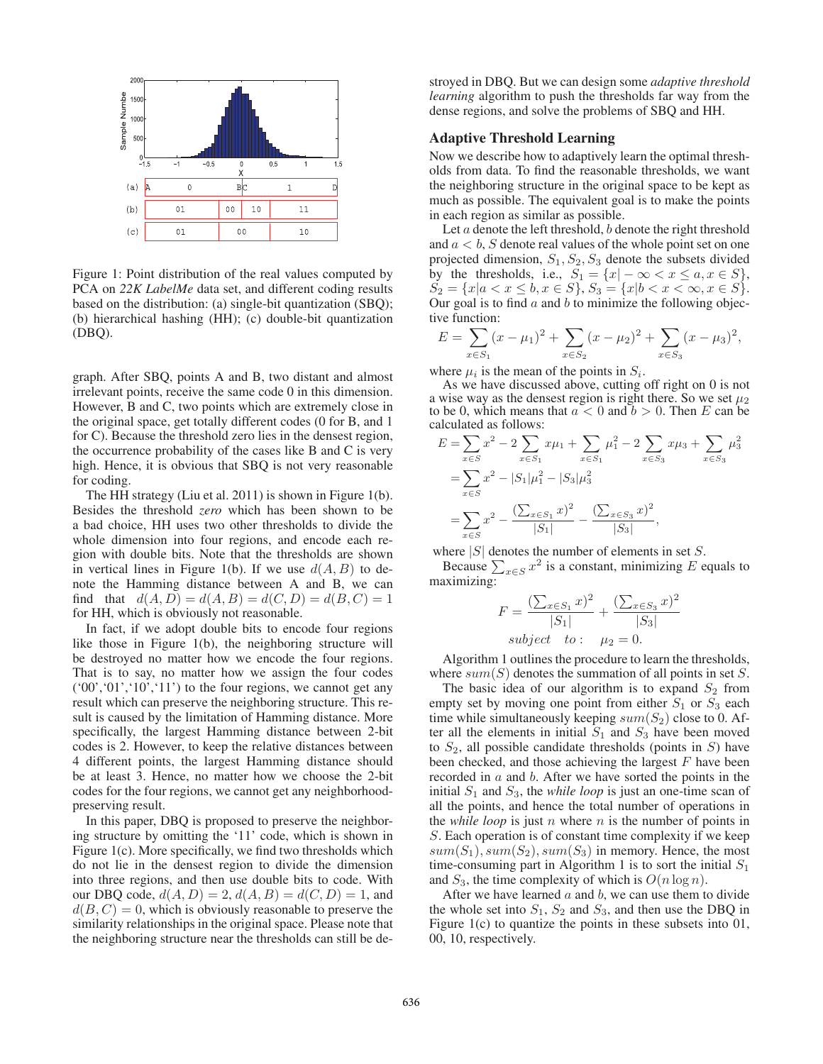Figure 1: Point distribution of the real values computed by PCA on *22K LabelMe* data set, and different coding results based on the distribution: (a) single-bit quantization (SBQ); (b) hierarchical hashing (HH); (c) double-bit quantization (DBQ).

graph. After SBQ, points A and B, two distant and almost irrelevant points, receive the same code 0 in this dimension. However, B and C, two points which are extremely close in the original space, get totally different codes (0 for B, and 1 for C). Because the threshold zero lies in the densest region, the occurrence probability of the cases like B and C is very high. Hence, it is obvious that SBQ is not very reasonable for coding.

The HH strategy (Liu et al. 2011) is shown in Figure 1(b). Besides the threshold *zero* which has been shown to be a bad choice, HH uses two other thresholds to divide the whole dimension into four regions, and encode each region with double bits. Note that the thresholds are shown in vertical lines in Figure 1(b). If we use $d(A, B)$ to denote the Hamming distance between A and B, we can find that $d(A, D) = d(A, B) = d(C, D) = d(B, C) = 1$ for HH, which is obviously not reasonable.

In fact, if we adopt double bits to encode four regions like those in Figure 1(b), the neighboring structure will be destroyed no matter how we encode the four regions. That is to say, no matter how we assign the four codes ('00','01','10','11') to the four regions, we cannot get any result which can preserve the neighboring structure. This result is caused by the limitation of Hamming distance. More specifically, the largest Hamming distance between 2-bit codes is 2. However, to keep the relative distances between 4 different points, the largest Hamming distance should be at least 3. Hence, no matter how we choose the 2-bit codes for the four regions, we cannot get any neighborhood-preserving result.

In this paper, DBQ is proposed to preserve the neighboring structure by omitting the '11' code, which is shown in Figure 1(c). More specifically, we find two thresholds which do not lie in the densest region to divide the dimension into three regions, and then use double bits to code. With our DBQ code, $d(A, D) = 2$, $d(A, B) = d(C, D) = 1$, and $d(B, C) = 0$, which is obviously reasonable to preserve the similarity relationships in the original space. Please note that the neighboring structure near the thresholds can still be destroyed in DBQ. But we can design some *adaptive threshold learning* algorithm to push the thresholds far way from the dense regions, and solve the problems of SBQ and HH.

## Adaptive Threshold Learning

Now we describe how to adaptively learn the optimal thresholds from data. To find the reasonable thresholds, we want the neighboring structure in the original space to be kept as much as possible. The equivalent goal is to make the points in each region as similar as possible.

Let $a$ denote the left threshold, $b$ denote the right threshold and $a < b$, $S$ denote real values of the whole point set on one projected dimension, $S_1, S_2, S_3$ denote the subsets divided by the thresholds, i.e., $S_1 = \{x| -\infty < x \le a, x \in S\}$, $S_2 = \{x|a < x \le b, x \in S\}$, $S_3 = \{x|b < x < \infty, x \in S\}$. Our goal is to find $a$ and $b$ to minimize the following objective function:

$$E = \sum_{x \in S_1}(x - \mu_1)^2 + \sum_{x \in S_2}(x - \mu_2)^2 + \sum_{x \in S_3}(x - \mu_3)^2,$$

where $\mu_i$ is the mean of the points in $S_i$.

As we have discussed above, cutting off right on 0 is not a wise way as the densest region is right there. So we set $\mu_2$ to be 0, which means that $a < 0$ and $b > 0$. Then $E$ can be calculated as follows:

$$\begin{aligned} E &= \sum_{x \in S} x^2 - 2\sum_{x \in S_1} x\mu_1 + \sum_{x \in S_1} \mu_1^2 - 2\sum_{x \in S_3} x\mu_3 + \sum_{x \in S_3} \mu_3^2 \\ &= \sum_{x \in S} x^2 - |S_1|\mu_1^2 - |S_3|\mu_3^2 \\ &= \sum_{x \in S} x^2 - \frac{(\sum_{x \in S_1} x)^2}{|S_1|} - \frac{(\sum_{x \in S_3} x)^2}{|S_3|}, \end{aligned}$$

where $|S|$ denotes the number of elements in set $S$.

Because $\sum_{x \in S} x^2$ is a constant, minimizing $E$ equals to maximizing:

$$F = \frac{(\sum_{x \in S_1} x)^2}{|S_1|} + \frac{(\sum_{x \in S_3} x)^2}{|S_3|}$$
$$subject \quad to: \quad \mu_2 = 0.$$

Algorithm 1 outlines the procedure to learn the thresholds, where $sum(S)$ denotes the summation of all points in set $S$.

The basic idea of our algorithm is to expand $S_2$ from empty set by moving one point from either $S_1$ or $S_3$ each time while simultaneously keeping $sum(S_2)$ close to 0. After all the elements in initial $S_1$ and $S_3$ have been moved to $S_2$, all possible candidate thresholds (points in $S$) have been recorded, and those achieving the largest $F$ have been recorded in $a$ and $b$. After we have sorted the points in the initial $S_1$ and $S_3$, the *while loop* is just an one-time scan of all the points, and hence the total number of operations in the *while loop* is just $n$ where $n$ is the number of points in $S$. Each operation is of constant time complexity if we keep $sum(S_1), sum(S_2), sum(S_3)$ in memory. Hence, the most time-consuming part in Algorithm 1 is to sort the initial $S_1$ and $S_3$, the time complexity of which is $O(n \log n)$.

After we have learned $a$ and $b$, we can use them to divide the whole set into $S_1$, $S_2$ and $S_3$, and then use the DBQ in Figure 1(c) to quantize the points in these subsets into 01, 00, 10, respectively.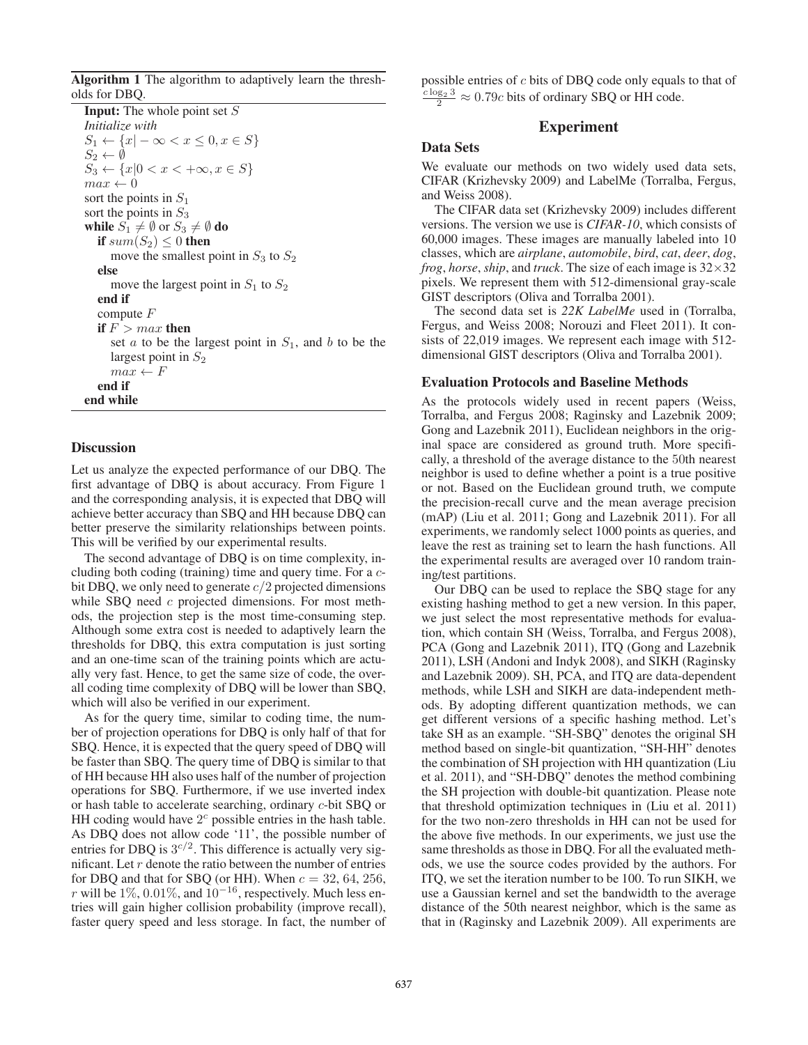**Algorithm 1** The algorithm to adaptively learn the thresholds for DBQ.

**Input:** The whole point set $S$
*Initialize with*
$S_1 \leftarrow \{x| -\infty < x \leq 0, x \in S\}$
$S_2 \leftarrow \emptyset$
$S_3 \leftarrow \{x| 0 < x < +\infty, x \in S\}$
$max \leftarrow 0$
sort the points in $S_1$
sort the points in $S_3$
**while** $S_1 \neq \emptyset$ or $S_3 \neq \emptyset$ **do**
  **if** $sum(S_2) \leq 0$ **then**
    move the smallest point in $S_3$ to $S_2$
  **else**
    move the largest point in $S_1$ to $S_2$
  **end if**
  compute $F$
  **if** $F > max$ **then**
    set $a$ to be the largest point in $S_1$, and $b$ to be the largest point in $S_2$
    $max \leftarrow F$
  **end if**
**end while**

### Discussion

Let us analyze the expected performance of our DBQ. The first advantage of DBQ is about accuracy. From Figure 1 and the corresponding analysis, it is expected that DBQ will achieve better accuracy than SBQ and HH because DBQ can better preserve the similarity relationships between points. This will be verified by our experimental results.

The second advantage of DBQ is on time complexity, including both coding (training) time and query time. For a $c$-bit DBQ, we only need to generate $c/2$ projected dimensions while SBQ need $c$ projected dimensions. For most methods, the projection step is the most time-consuming step. Although some extra cost is needed to adaptively learn the thresholds for DBQ, this extra computation is just sorting and an one-time scan of the training points which are actually very fast. Hence, to get the same size of code, the overall coding time complexity of DBQ will be lower than SBQ, which will also be verified in our experiment.

As for the query time, similar to coding time, the number of projection operations for DBQ is only half of that for SBQ. Hence, it is expected that the query speed of DBQ will be faster than SBQ. The query time of DBQ is similar to that of HH because HH also uses half of the number of projection operations for SBQ. Furthermore, if we use inverted index or hash table to accelerate searching, ordinary $c$-bit SBQ or HH coding would have $2^c$ possible entries in the hash table. As DBQ does not allow code '11', the possible number of entries for DBQ is $3^{c/2}$. This difference is actually very significant. Let $r$ denote the ratio between the number of entries for DBQ and that for SBQ (or HH). When $c = 32$, $64$, $256$, $r$ will be $1\%$, $0.01\%$, and $10^{-16}$, respectively. Much less entries will gain higher collision probability (improve recall), faster query speed and less storage. In fact, the number of possible entries of $c$ bits of DBQ code only equals to that of $\frac{c \log_2 3}{2} \approx 0.79c$ bits of ordinary SBQ or HH code.

## Experiment

### Data Sets

We evaluate our methods on two widely used data sets, CIFAR (Krizhevsky 2009) and LabelMe (Torralba, Fergus, and Weiss 2008).

The CIFAR data set (Krizhevsky 2009) includes different versions. The version we use is *CIFAR-10*, which consists of 60,000 images. These images are manually labeled into 10 classes, which are *airplane*, *automobile*, *bird*, *cat*, *deer*, *dog*, *frog*, *horse*, *ship*, and *truck*. The size of each image is $32 \times 32$ pixels. We represent them with 512-dimensional gray-scale GIST descriptors (Oliva and Torralba 2001).

The second data set is *22K LabelMe* used in (Torralba, Fergus, and Weiss 2008; Norouzi and Fleet 2011). It consists of 22,019 images. We represent each image with 512-dimensional GIST descriptors (Oliva and Torralba 2001).

### Evaluation Protocols and Baseline Methods

As the protocols widely used in recent papers (Weiss, Torralba, and Fergus 2008; Raginsky and Lazebnik 2009; Gong and Lazebnik 2011), Euclidean neighbors in the original space are considered as ground truth. More specifically, a threshold of the average distance to the 50th nearest neighbor is used to define whether a point is a true positive or not. Based on the Euclidean ground truth, we compute the precision-recall curve and the mean average precision (mAP) (Liu et al. 2011; Gong and Lazebnik 2011). For all experiments, we randomly select 1000 points as queries, and leave the rest as training set to learn the hash functions. All the experimental results are averaged over 10 random training/test partitions.

Our DBQ can be used to replace the SBQ stage for any existing hashing method to get a new version. In this paper, we just select the most representative methods for evaluation, which contain SH (Weiss, Torralba, and Fergus 2008), PCA (Gong and Lazebnik 2011), ITQ (Gong and Lazebnik 2011), LSH (Andoni and Indyk 2008), and SIKH (Raginsky and Lazebnik 2009). SH, PCA, and ITQ are data-dependent methods, while LSH and SIKH are data-independent methods. By adopting different quantization methods, we can get different versions of a specific hashing method. Let's take SH as an example. "SH-SBQ" denotes the original SH method based on single-bit quantization, "SH-HH" denotes the combination of SH projection with HH quantization (Liu et al. 2011), and "SH-DBQ" denotes the method combining the SH projection with double-bit quantization. Please note that threshold optimization techniques in (Liu et al. 2011) for the two non-zero thresholds in HH can not be used for the above five methods. In our experiments, we just use the same thresholds as those in DBQ. For all the evaluated methods, we use the source codes provided by the authors. For ITQ, we set the iteration number to be 100. To run SIKH, we use a Gaussian kernel and set the bandwidth to the average distance of the 50th nearest neighbor, which is the same as that in (Raginsky and Lazebnik 2009). All experiments are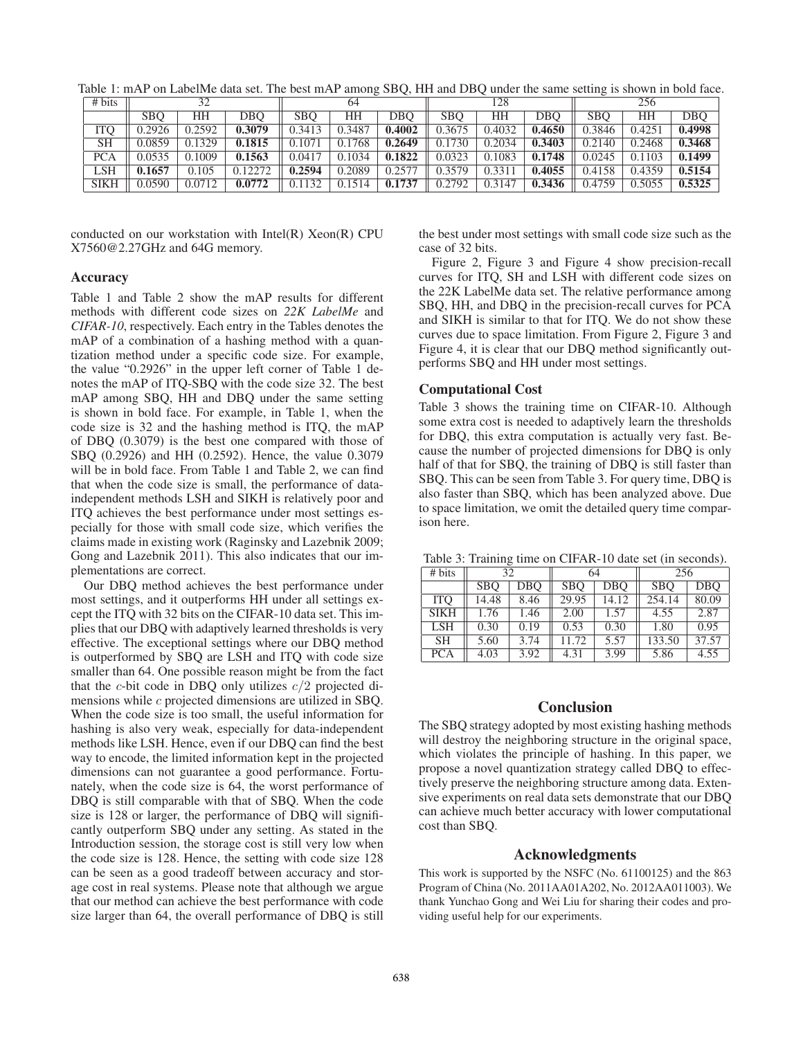Table 1: mAP on LabelMe data set. The best mAP among SBQ, HH and DBQ under the same setting is shown in bold face.

| # bits | 32 | | | 64 | | | 128 | | | 256 | | |
|---|---|---|---|---|---|---|---|---|---|---|---|---|
| | SBQ | HH | DBQ | SBQ | HH | DBQ | SBQ | HH | DBQ | SBQ | HH | DBQ |
| ITQ | 0.2926 | 0.2592 | **0.3079** | 0.3413 | 0.3487 | **0.4002** | 0.3675 | 0.4032 | **0.4650** | 0.3846 | 0.4251 | **0.4998** |
| SH | 0.0859 | 0.1329 | **0.1815** | 0.1071 | 0.1768 | **0.2649** | 0.1730 | 0.2034 | **0.3403** | 0.2140 | 0.2468 | **0.3468** |
| PCA | 0.0535 | 0.1009 | **0.1563** | 0.0417 | 0.1034 | **0.1822** | 0.0323 | 0.1083 | **0.1748** | 0.0245 | 0.1103 | **0.1499** |
| LSH | **0.1657** | 0.105 | 0.12272 | **0.2594** | 0.2089 | 0.2577 | 0.3579 | 0.3311 | **0.4055** | 0.4158 | 0.4359 | **0.5154** |
| SIKH | 0.0590 | 0.0712 | **0.0772** | 0.1132 | 0.1514 | **0.1737** | 0.2792 | 0.3147 | **0.3436** | 0.4759 | 0.5055 | **0.5325** |

conducted on our workstation with Intel(R) Xeon(R) CPU X7560@2.27GHz and 64G memory.

### Accuracy

Table 1 and Table 2 show the mAP results for different methods with different code sizes on *22K LabelMe* and *CIFAR-10*, respectively. Each entry in the Tables denotes the mAP of a combination of a hashing method with a quantization method under a specific code size. For example, the value "0.2926" in the upper left corner of Table 1 denotes the mAP of ITQ-SBQ with the code size 32. The best mAP among SBQ, HH and DBQ under the same setting is shown in bold face. For example, in Table 1, when the code size is 32 and the hashing method is ITQ, the mAP of DBQ (0.3079) is the best one compared with those of SBQ (0.2926) and HH (0.2592). Hence, the value 0.3079 will be in bold face. From Table 1 and Table 2, we can find that when the code size is small, the performance of data-independent methods LSH and SIKH is relatively poor and ITQ achieves the best performance under most settings especially for those with small code size, which verifies the claims made in existing work (Raginsky and Lazebnik 2009; Gong and Lazebnik 2011). This also indicates that our implementations are correct.

Our DBQ method achieves the best performance under most settings, and it outperforms HH under all settings except the ITQ with 32 bits on the CIFAR-10 data set. This implies that our DBQ with adaptively learned thresholds is very effective. The exceptional settings where our DBQ method is outperformed by SBQ are LSH and ITQ with code size smaller than 64. One possible reason might be from the fact that the $c$-bit code in DBQ only utilizes $c/2$ projected dimensions while $c$ projected dimensions are utilized in SBQ. When the code size is too small, the useful information for hashing is also very weak, especially for data-independent methods like LSH. Hence, even if our DBQ can find the best way to encode, the limited information kept in the projected dimensions can not guarantee a good performance. Fortunately, when the code size is 64, the worst performance of DBQ is still comparable with that of SBQ. When the code size is 128 or larger, the performance of DBQ will significantly outperform SBQ under any setting. As stated in the Introduction session, the storage cost is still very low when the code size is 128. Hence, the setting with code size 128 can be seen as a good tradeoff between accuracy and storage cost in real systems. Please note that although we argue that our method can achieve the best performance with code size larger than 64, the overall performance of DBQ is still the best under most settings with small code size such as the case of 32 bits.

Figure 2, Figure 3 and Figure 4 show precision-recall curves for ITQ, SH and LSH with different code sizes on the 22K LabelMe data set. The relative performance among SBQ, HH, and DBQ in the precision-recall curves for PCA and SIKH is similar to that for ITQ. We do not show these curves due to space limitation. From Figure 2, Figure 3 and Figure 4, it is clear that our DBQ method significantly outperforms SBQ and HH under most settings.

### Computational Cost

Table 3 shows the training time on CIFAR-10. Although some extra cost is needed to adaptively learn the thresholds for DBQ, this extra computation is actually very fast. Because the number of projected dimensions for DBQ is only half of that for SBQ, the training of DBQ is still faster than SBQ. This can be seen from Table 3. For query time, DBQ is also faster than SBQ, which has been analyzed above. Due to space limitation, we omit the detailed query time comparison here.

Table 3: Training time on CIFAR-10 date set (in seconds).

| # bits | 32 | | 64 | | 256 | |
|---|---|---|---|---|---|---|
| | SBQ | DBQ | SBQ | DBQ | SBQ | DBQ |
| ITQ | 14.48 | 8.46 | 29.95 | 14.12 | 254.14 | 80.09 |
| SIKH | 1.76 | 1.46 | 2.00 | 1.57 | 4.55 | 2.87 |
| LSH | 0.30 | 0.19 | 0.53 | 0.30 | 1.80 | 0.95 |
| SH | 5.60 | 3.74 | 11.72 | 5.57 | 133.50 | 37.57 |
| PCA | 4.03 | 3.92 | 4.31 | 3.99 | 5.86 | 4.55 |

## Conclusion

The SBQ strategy adopted by most existing hashing methods will destroy the neighboring structure in the original space, which violates the principle of hashing. In this paper, we propose a novel quantization strategy called DBQ to effectively preserve the neighboring structure among data. Extensive experiments on real data sets demonstrate that our DBQ can achieve much better accuracy with lower computational cost than SBQ.

## Acknowledgments

This work is supported by the NSFC (No. 61100125) and the 863 Program of China (No. 2011AA01A202, No. 2012AA011003). We thank Yunchao Gong and Wei Liu for sharing their codes and providing useful help for our experiments.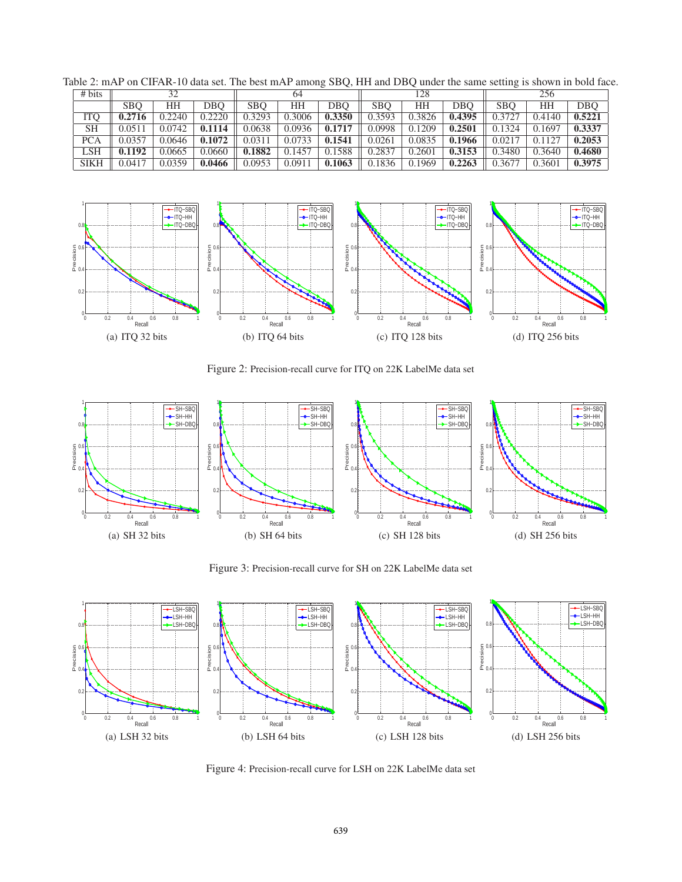Table 2: mAP on CIFAR-10 data set. The best mAP among SBQ, HH and DBQ under the same setting is shown in bold face.

| # bits | 32 | | | 64 | | | 128 | | | 256 | | |
|---|---|---|---|---|---|---|---|---|---|---|---|---|
| | SBQ | HH | DBQ | SBQ | HH | DBQ | SBQ | HH | DBQ | SBQ | HH | DBQ |
| ITQ | **0.2716** | 0.2240 | 0.2220 | 0.3293 | 0.3006 | **0.3350** | 0.3593 | 0.3826 | **0.4395** | 0.3727 | 0.4140 | **0.5221** |
| SH | 0.0511 | 0.0742 | **0.1114** | 0.0638 | 0.0936 | **0.1717** | 0.0998 | 0.1209 | **0.2501** | 0.1324 | 0.1697 | **0.3337** |
| PCA | 0.0357 | 0.0646 | **0.1072** | 0.0311 | 0.0733 | **0.1541** | 0.0261 | 0.0835 | **0.1966** | 0.0217 | 0.1127 | **0.2053** |
| LSH | **0.1192** | 0.0665 | 0.0660 | **0.1882** | 0.1457 | 0.1588 | 0.2837 | 0.2601 | **0.3153** | 0.3480 | 0.3640 | **0.4680** |
| SIKH | 0.0417 | 0.0359 | **0.0466** | 0.0953 | 0.0911 | **0.1063** | 0.1836 | 0.1969 | **0.2263** | 0.3677 | 0.3601 | **0.3975** |

(a) ITQ 32 bits (b) ITQ 64 bits (c) ITQ 128 bits (d) ITQ 256 bits

Figure 2: Precision-recall curve for ITQ on 22K LabelMe data set

(a) SH 32 bits (b) SH 64 bits (c) SH 128 bits (d) SH 256 bits

Figure 3: Precision-recall curve for SH on 22K LabelMe data set

(a) LSH 32 bits (b) LSH 64 bits (c) LSH 128 bits (d) LSH 256 bits

Figure 4: Precision-recall curve for LSH on 22K LabelMe data set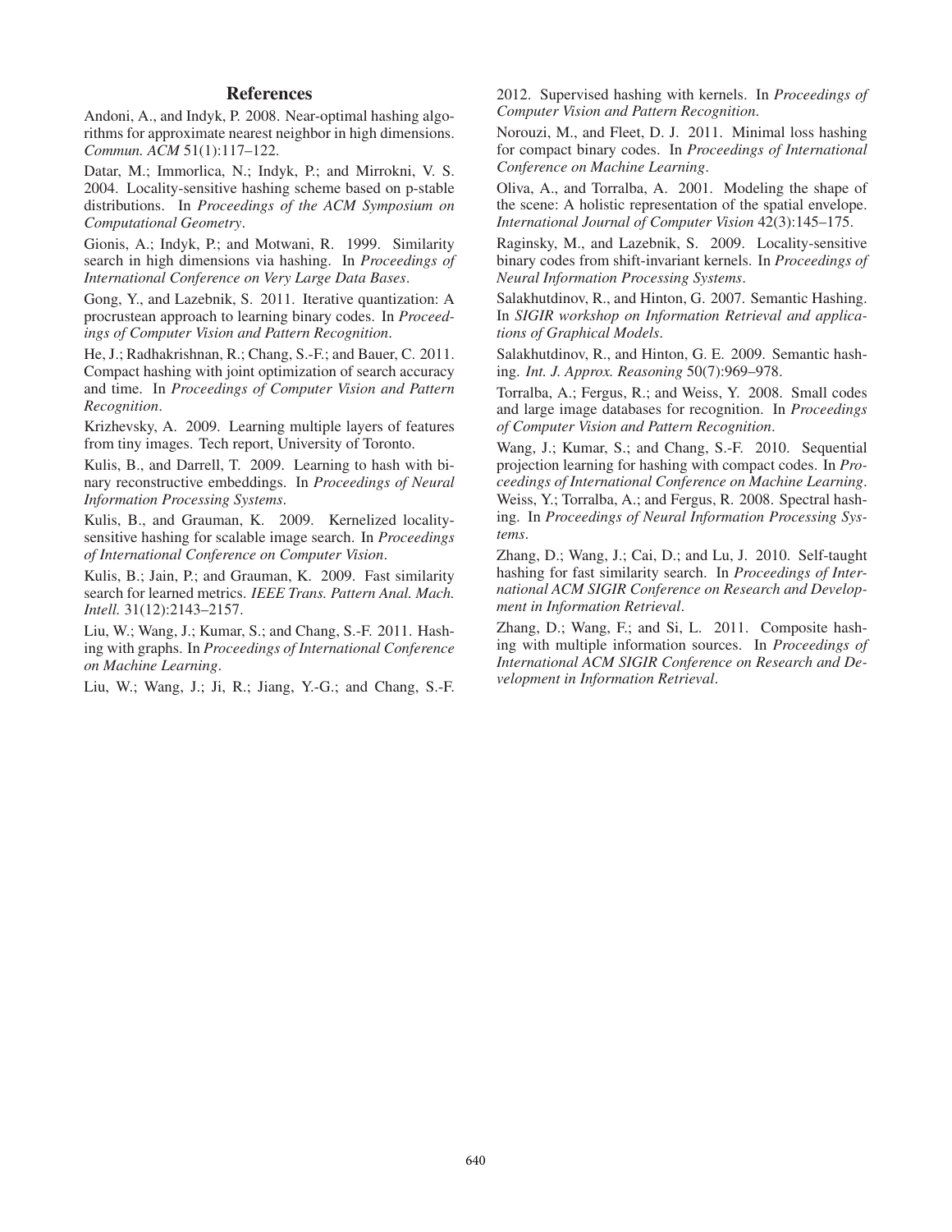## References

Andoni, A., and Indyk, P. 2008. Near-optimal hashing algorithms for approximate nearest neighbor in high dimensions. *Commun. ACM* 51(1):117–122.

Datar, M.; Immorlica, N.; Indyk, P.; and Mirrokni, V. S. 2004. Locality-sensitive hashing scheme based on p-stable distributions. In *Proceedings of the ACM Symposium on Computational Geometry*.

Gionis, A.; Indyk, P.; and Motwani, R. 1999. Similarity search in high dimensions via hashing. In *Proceedings of International Conference on Very Large Data Bases*.

Gong, Y., and Lazebnik, S. 2011. Iterative quantization: A procrustean approach to learning binary codes. In *Proceedings of Computer Vision and Pattern Recognition*.

He, J.; Radhakrishnan, R.; Chang, S.-F.; and Bauer, C. 2011. Compact hashing with joint optimization of search accuracy and time. In *Proceedings of Computer Vision and Pattern Recognition*.

Krizhevsky, A. 2009. Learning multiple layers of features from tiny images. Tech report, University of Toronto.

Kulis, B., and Darrell, T. 2009. Learning to hash with binary reconstructive embeddings. In *Proceedings of Neural Information Processing Systems*.

Kulis, B., and Grauman, K. 2009. Kernelized locality-sensitive hashing for scalable image search. In *Proceedings of International Conference on Computer Vision*.

Kulis, B.; Jain, P.; and Grauman, K. 2009. Fast similarity search for learned metrics. *IEEE Trans. Pattern Anal. Mach. Intell.* 31(12):2143–2157.

Liu, W.; Wang, J.; Kumar, S.; and Chang, S.-F. 2011. Hashing with graphs. In *Proceedings of International Conference on Machine Learning*.

Liu, W.; Wang, J.; Ji, R.; Jiang, Y.-G.; and Chang, S.-F. 2012. Supervised hashing with kernels. In *Proceedings of Computer Vision and Pattern Recognition*.

Norouzi, M., and Fleet, D. J. 2011. Minimal loss hashing for compact binary codes. In *Proceedings of International Conference on Machine Learning*.

Oliva, A., and Torralba, A. 2001. Modeling the shape of the scene: A holistic representation of the spatial envelope. *International Journal of Computer Vision* 42(3):145–175.

Raginsky, M., and Lazebnik, S. 2009. Locality-sensitive binary codes from shift-invariant kernels. In *Proceedings of Neural Information Processing Systems*.

Salakhutdinov, R., and Hinton, G. 2007. Semantic Hashing. In *SIGIR workshop on Information Retrieval and applications of Graphical Models*.

Salakhutdinov, R., and Hinton, G. E. 2009. Semantic hashing. *Int. J. Approx. Reasoning* 50(7):969–978.

Torralba, A.; Fergus, R.; and Weiss, Y. 2008. Small codes and large image databases for recognition. In *Proceedings of Computer Vision and Pattern Recognition*.

Wang, J.; Kumar, S.; and Chang, S.-F. 2010. Sequential projection learning for hashing with compact codes. In *Proceedings of International Conference on Machine Learning*.

Weiss, Y.; Torralba, A.; and Fergus, R. 2008. Spectral hashing. In *Proceedings of Neural Information Processing Systems*.

Zhang, D.; Wang, J.; Cai, D.; and Lu, J. 2010. Self-taught hashing for fast similarity search. In *Proceedings of International ACM SIGIR Conference on Research and Development in Information Retrieval*.

Zhang, D.; Wang, F.; and Si, L. 2011. Composite hashing with multiple information sources. In *Proceedings of International ACM SIGIR Conference on Research and Development in Information Retrieval*.